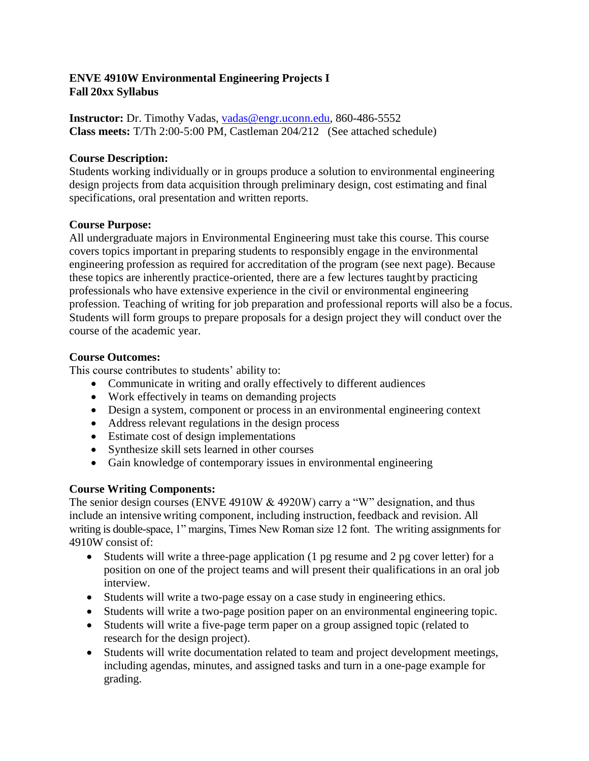# ENVE 4910W Environmental Engineering Projects I
## Fall 20xx Syllabus

**Instructor:** Dr. Timothy Vadas, vadas@engr.uconn.edu, 860-486-5552
**Class meets:** T/Th 2:00-5:00 PM, Castleman 204/212 (See attached schedule)

### Course Description:

Students working individually or in groups produce a solution to environmental engineering design projects from data acquisition through preliminary design, cost estimating and final specifications, oral presentation and written reports.

### Course Purpose:

All undergraduate majors in Environmental Engineering must take this course. This course covers topics important in preparing students to responsibly engage in the environmental engineering profession as required for accreditation of the program (see next page). Because these topics are inherently practice-oriented, there are a few lectures taught by practicing professionals who have extensive experience in the civil or environmental engineering profession. Teaching of writing for job preparation and professional reports will also be a focus. Students will form groups to prepare proposals for a design project they will conduct over the course of the academic year.

### Course Outcomes:

This course contributes to students' ability to:

- Communicate in writing and orally effectively to different audiences
- Work effectively in teams on demanding projects
- Design a system, component or process in an environmental engineering context
- Address relevant regulations in the design process
- Estimate cost of design implementations
- Synthesize skill sets learned in other courses
- Gain knowledge of contemporary issues in environmental engineering

### Course Writing Components:

The senior design courses (ENVE 4910W & 4920W) carry a "W" designation, and thus include an intensive writing component, including instruction, feedback and revision. All writing is double-space, 1" margins, Times New Roman size 12 font. The writing assignments for 4910W consist of:

- Students will write a three-page application (1 pg resume and 2 pg cover letter) for a position on one of the project teams and will present their qualifications in an oral job interview.
- Students will write a two-page essay on a case study in engineering ethics.
- Students will write a two-page position paper on an environmental engineering topic.
- Students will write a five-page term paper on a group assigned topic (related to research for the design project).
- Students will write documentation related to team and project development meetings, including agendas, minutes, and assigned tasks and turn in a one-page example for grading.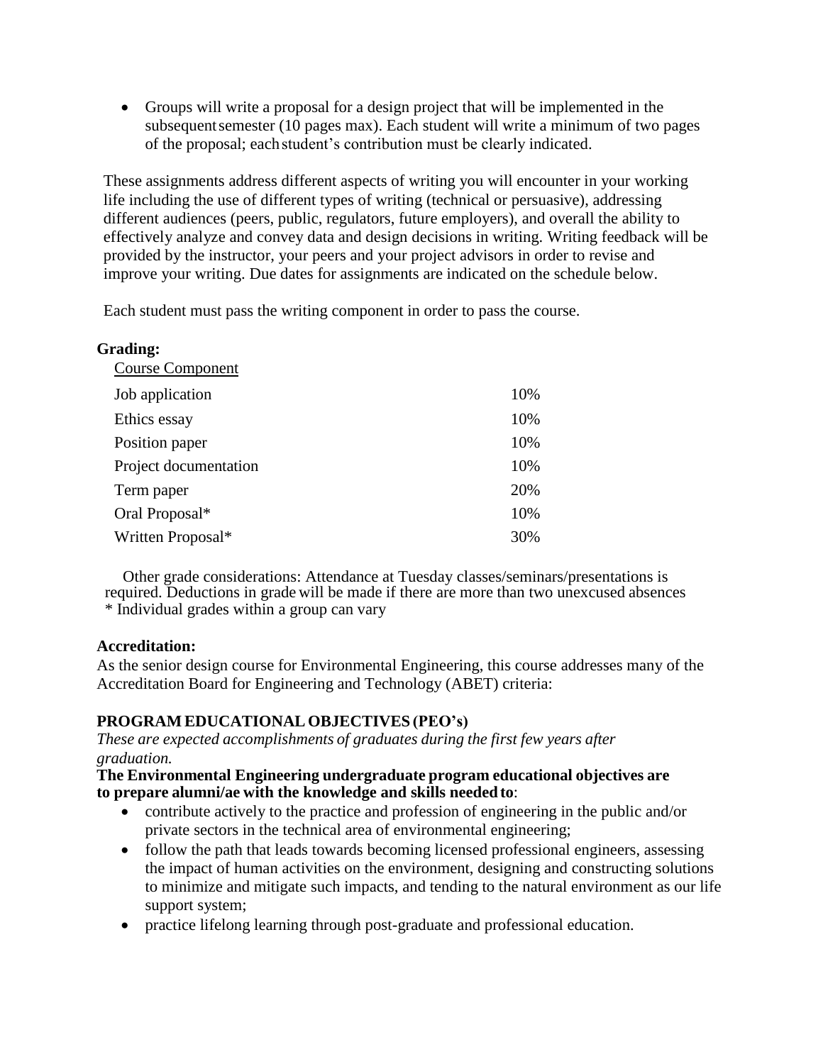- Groups will write a proposal for a design project that will be implemented in the subsequent semester (10 pages max). Each student will write a minimum of two pages of the proposal; each student's contribution must be clearly indicated.

These assignments address different aspects of writing you will encounter in your working life including the use of different types of writing (technical or persuasive), addressing different audiences (peers, public, regulators, future employers), and overall the ability to effectively analyze and convey data and design decisions in writing. Writing feedback will be provided by the instructor, your peers and your project advisors in order to revise and improve your writing. Due dates for assignments are indicated on the schedule below.

Each student must pass the writing component in order to pass the course.

**Grading:**

| Course Component | |
|---|---|
| Job application | 10% |
| Ethics essay | 10% |
| Position paper | 10% |
| Project documentation | 10% |
| Term paper | 20% |
| Oral Proposal* | 10% |
| Written Proposal* | 30% |

Other grade considerations: Attendance at Tuesday classes/seminars/presentations is required. Deductions in grade will be made if there are more than two unexcused absences
* Individual grades within a group can vary

**Accreditation:**

As the senior design course for Environmental Engineering, this course addresses many of the Accreditation Board for Engineering and Technology (ABET) criteria:

**PROGRAM EDUCATIONAL OBJECTIVES (PEO's)**

*These are expected accomplishments of graduates during the first few years after graduation.*

**The Environmental Engineering undergraduate program educational objectives are to prepare alumni/ae with the knowledge and skills needed to**:

- contribute actively to the practice and profession of engineering in the public and/or private sectors in the technical area of environmental engineering;
- follow the path that leads towards becoming licensed professional engineers, assessing the impact of human activities on the environment, designing and constructing solutions to minimize and mitigate such impacts, and tending to the natural environment as our life support system;
- practice lifelong learning through post-graduate and professional education.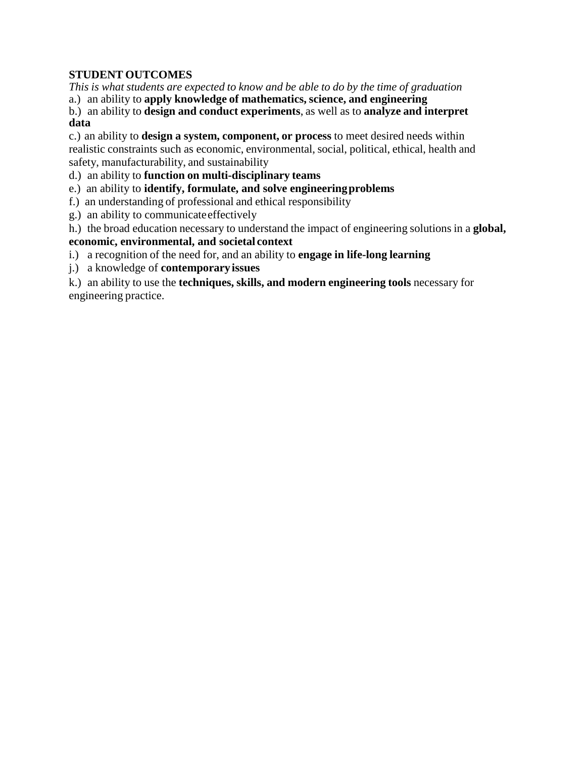**STUDENT OUTCOMES**

*This is what students are expected to know and be able to do by the time of graduation*

a.) an ability to **apply knowledge of mathematics, science, and engineering**

b.) an ability to **design and conduct experiments**, as well as to **analyze and interpret data**

c.) an ability to **design a system, component, or process** to meet desired needs within realistic constraints such as economic, environmental, social, political, ethical, health and safety, manufacturability, and sustainability

d.) an ability to **function on multi-disciplinary teams**

e.) an ability to **identify, formulate, and solve engineering problems**

f.) an understanding of professional and ethical responsibility

g.) an ability to communicate effectively

h.) the broad education necessary to understand the impact of engineering solutions in a **global, economic, environmental, and societal context**

i.) a recognition of the need for, and an ability to **engage in life-long learning**

j.) a knowledge of **contemporary issues**

k.) an ability to use the **techniques, skills, and modern engineering tools** necessary for engineering practice.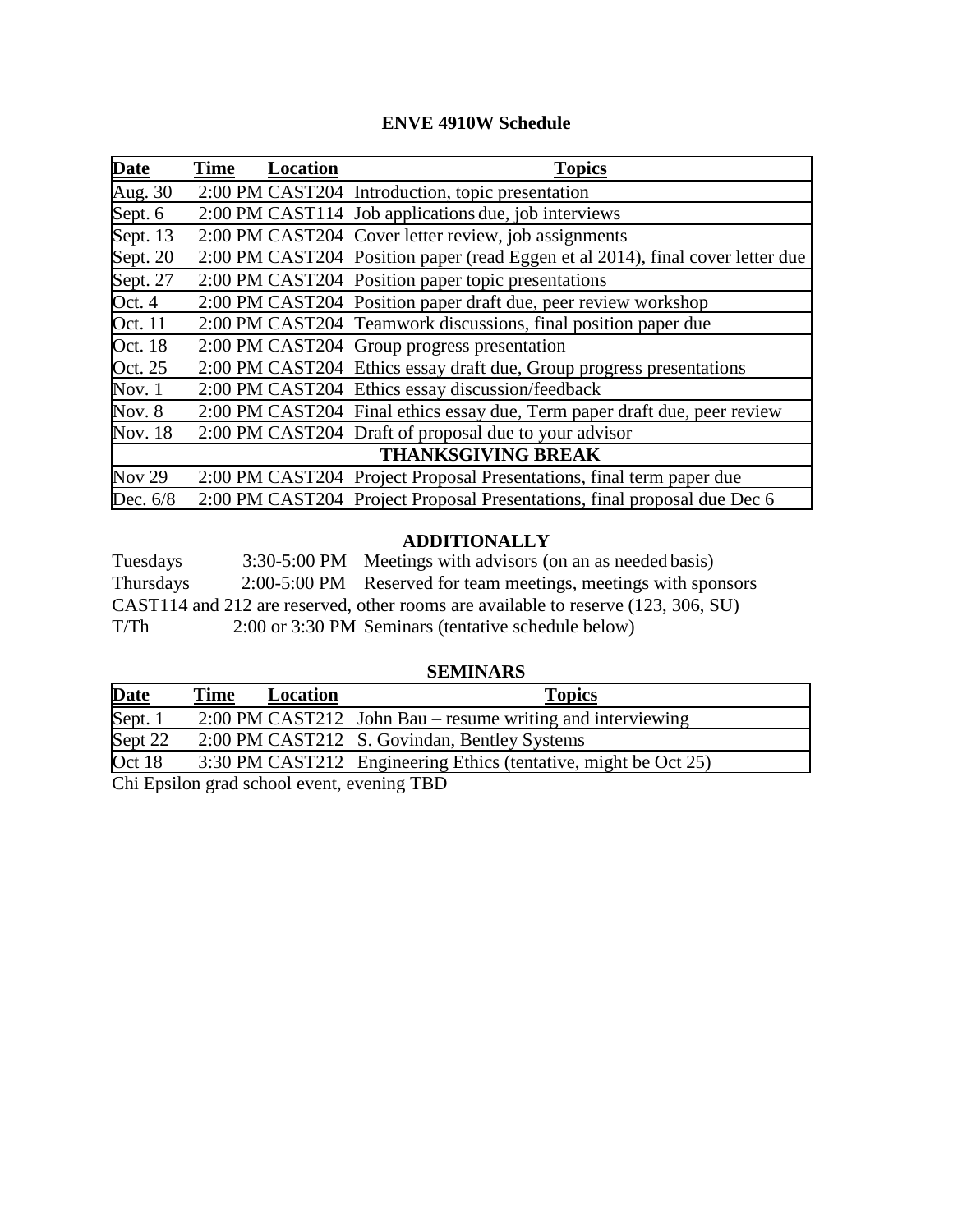## ENVE 4910W Schedule

| Date | Time | Location | Topics |
|---|---|---|---|
| Aug. 30 | 2:00 PM | CAST204 | Introduction, topic presentation |
| Sept. 6 | 2:00 PM | CAST114 | Job applications due, job interviews |
| Sept. 13 | 2:00 PM | CAST204 | Cover letter review, job assignments |
| Sept. 20 | 2:00 PM | CAST204 | Position paper (read Eggen et al 2014), final cover letter due |
| Sept. 27 | 2:00 PM | CAST204 | Position paper topic presentations |
| Oct. 4 | 2:00 PM | CAST204 | Position paper draft due, peer review workshop |
| Oct. 11 | 2:00 PM | CAST204 | Teamwork discussions, final position paper due |
| Oct. 18 | 2:00 PM | CAST204 | Group progress presentation |
| Oct. 25 | 2:00 PM | CAST204 | Ethics essay draft due, Group progress presentations |
| Nov. 1 | 2:00 PM | CAST204 | Ethics essay discussion/feedback |
| Nov. 8 | 2:00 PM | CAST204 | Final ethics essay due, Term paper draft due, peer review |
| Nov. 18 | 2:00 PM | CAST204 | Draft of proposal due to your advisor |
| **THANKSGIVING BREAK** | | | |
| Nov 29 | 2:00 PM | CAST204 | Project Proposal Presentations, final term paper due |
| Dec. 6/8 | 2:00 PM | CAST204 | Project Proposal Presentations, final proposal due Dec 6 |

### ADDITIONALLY

Tuesdays 3:30-5:00 PM Meetings with advisors (on an as needed basis)
Thursdays 2:00-5:00 PM Reserved for team meetings, meetings with sponsors
CAST114 and 212 are reserved, other rooms are available to reserve (123, 306, SU)
T/Th 2:00 or 3:30 PM Seminars (tentative schedule below)

### SEMINARS

| Date | Time | Location | Topics |
|---|---|---|---|
| Sept. 1 | 2:00 PM | CAST212 | John Bau – resume writing and interviewing |
| Sept 22 | 2:00 PM | CAST212 | S. Govindan, Bentley Systems |
| Oct 18 | 3:30 PM | CAST212 | Engineering Ethics (tentative, might be Oct 25) |

Chi Epsilon grad school event, evening TBD